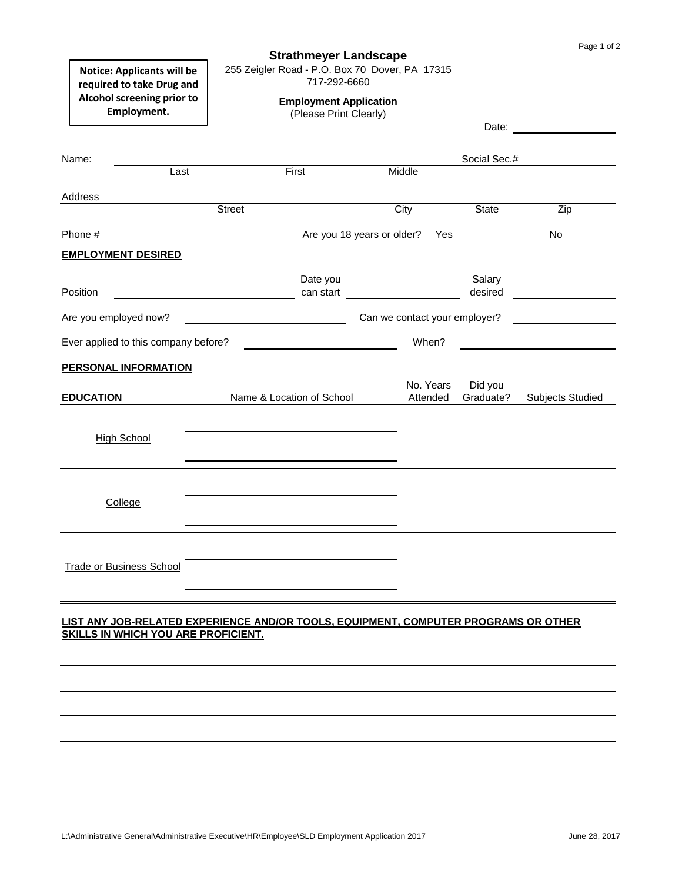**Notice: Applicants will be required to take Drug and Alcohol screening prior to Employment.**

# Strathmeyer Landscape

255 Zeigler Road - P.O. Box 70 Dover, PA 17315
717-292-6660

**Employment Application**
(Please Print Clearly)

Date: ____________________

Name: ______________________________________________ Social Sec.# ____________
Last First Middle

Address ______________________________________________________________
Street City State Zip

Phone # ______________________ Are you 18 years or older? Yes ________ No ________

**EMPLOYMENT DESIRED**

Position ______________________ Date you can start ______________________ Salary desired ____________

Are you employed now? ______________________ Can we contact your employer? ____________

Ever applied to this company before? ______________________ When? ______________________

**PERSONAL INFORMATION**

| EDUCATION | Name & Location of School | No. Years Attended | Did you Graduate? | Subjects Studied |
|---|---|---|---|---|
| High School | | | | |
| College | | | | |
| Trade or Business School | | | | |

**LIST ANY JOB-RELATED EXPERIENCE AND/OR TOOLS, EQUIPMENT, COMPUTER PROGRAMS OR OTHER SKILLS IN WHICH YOU ARE PROFICIENT.**

______________________________________________________________

______________________________________________________________

______________________________________________________________

______________________________________________________________

L:\Administrative General\Administrative Executive\HR\Employee\SLD Employment Application 2017 June 28, 2017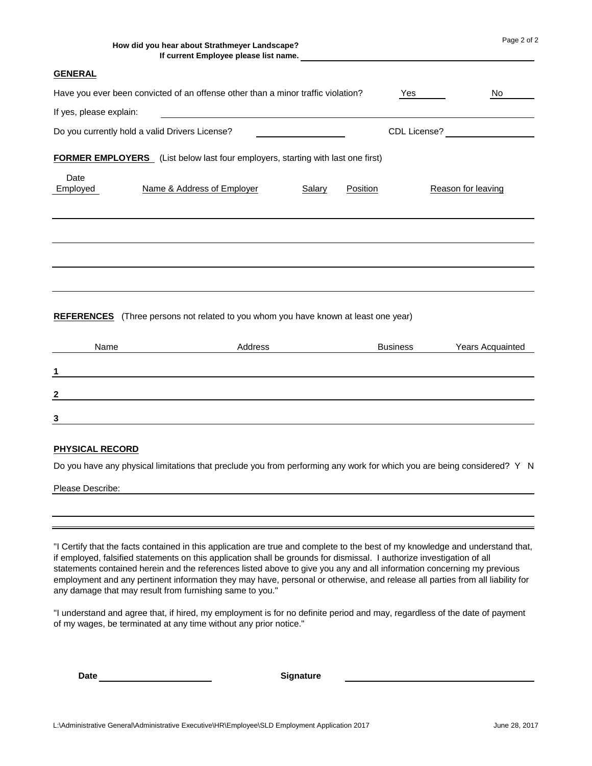**How did you hear about Strathmeyer Landscape?**
**If current Employee please list name.** ______________________________

## GENERAL

Have you ever been convicted of an offense other than a minor traffic violation? Yes ______ No ______

If yes, please explain: ______________________________

Do you currently hold a valid Drivers License? ______________ CDL License? ______________

**FORMER EMPLOYERS** (List below last four employers, starting with last one first)

| Date Employed | Name & Address of Employer | Salary | Position | Reason for leaving |
|---|---|---|---|---|
| | | | | |
| | | | | |
| | | | | |
| | | | | |

**REFERENCES** (Three persons not related to you whom you have known at least one year)

| | Name | Address | Business | Years Acquainted |
|---|---|---|---|---|
| 1 | | | | |
| 2 | | | | |
| 3 | | | | |

## PHYSICAL RECORD

Do you have any physical limitations that preclude you from performing any work for which you are being considered? Y N

Please Describe: ______________________________

"I Certify that the facts contained in this application are true and complete to the best of my knowledge and understand that, if employed, falsified statements on this application shall be grounds for dismissal. I authorize investigation of all statements contained herein and the references listed above to give you any and all information concerning my previous employment and any pertinent information they may have, personal or otherwise, and release all parties from all liability for any damage that may result from furnishing same to you."

"I understand and agree that, if hired, my employment is for no definite period and may, regardless of the date of payment of my wages, be terminated at any time without any prior notice."

**Date** ______________ **Signature** ______________________________

L:\Administrative General\Administrative Executive\HR\Employee\SLD Employment Application 2017 June 28, 2017